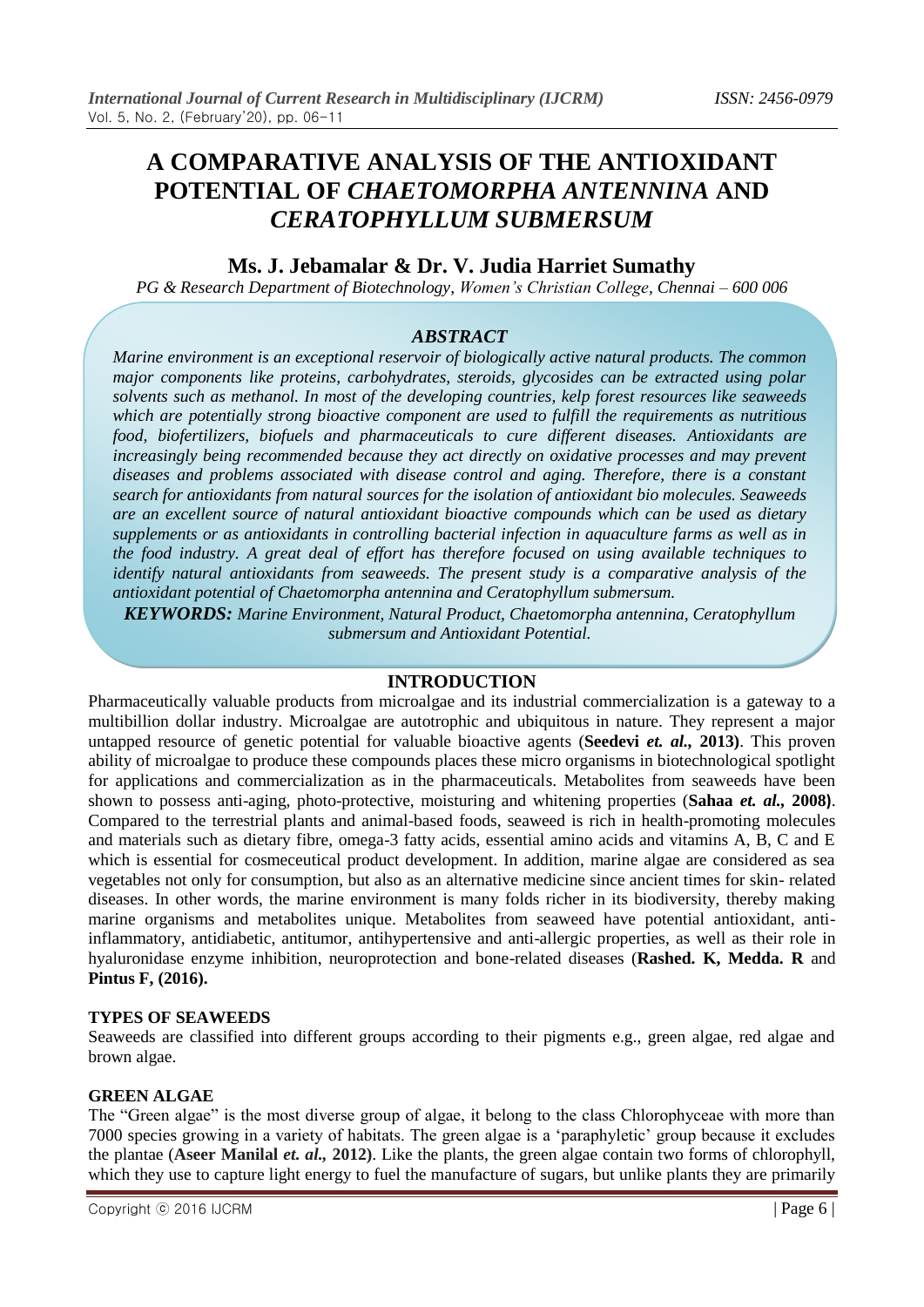# A COMPARATIVE ANALYSIS OF THE ANTIOXIDANT POTENTIAL OF *CHAETOMORPHA ANTENNINA* AND *CERATOPHYLLUM SUBMERSUM*

## Ms. J. Jebamalar & Dr. V. Judia Harriet Sumathy

*PG & Research Department of Biotechnology, Women's Christian College, Chennai – 600 006*

### *ABSTRACT*

*Marine environment is an exceptional reservoir of biologically active natural products. The common major components like proteins, carbohydrates, steroids, glycosides can be extracted using polar solvents such as methanol. In most of the developing countries, kelp forest resources like seaweeds which are potentially strong bioactive component are used to fulfill the requirements as nutritious food, biofertilizers, biofuels and pharmaceuticals to cure different diseases. Antioxidants are increasingly being recommended because they act directly on oxidative processes and may prevent diseases and problems associated with disease control and aging. Therefore, there is a constant search for antioxidants from natural sources for the isolation of antioxidant bio molecules. Seaweeds are an excellent source of natural antioxidant bioactive compounds which can be used as dietary supplements or as antioxidants in controlling bacterial infection in aquaculture farms as well as in the food industry. A great deal of effort has therefore focused on using available techniques to identify natural antioxidants from seaweeds. The present study is a comparative analysis of the antioxidant potential of Chaetomorpha antennina and Ceratophyllum submersum.*

***KEYWORDS:*** *Marine Environment, Natural Product, Chaetomorpha antennina, Ceratophyllum submersum and Antioxidant Potential.*

## INTRODUCTION

Pharmaceutically valuable products from microalgae and its industrial commercialization is a gateway to a multibillion dollar industry. Microalgae are autotrophic and ubiquitous in nature. They represent a major untapped resource of genetic potential for valuable bioactive agents (**Seedevi *et. al.*, 2013)**. This proven ability of microalgae to produce these compounds places these micro organisms in biotechnological spotlight for applications and commercialization as in the pharmaceuticals. Metabolites from seaweeds have been shown to possess anti-aging, photo-protective, moisturing and whitening properties (**Sahaa *et. al.*, 2008)**. Compared to the terrestrial plants and animal-based foods, seaweed is rich in health-promoting molecules and materials such as dietary fibre, omega-3 fatty acids, essential amino acids and vitamins A, B, C and E which is essential for cosmeceutical product development. In addition, marine algae are considered as sea vegetables not only for consumption, but also as an alternative medicine since ancient times for skin- related diseases. In other words, the marine environment is many folds richer in its biodiversity, thereby making marine organisms and metabolites unique. Metabolites from seaweed have potential antioxidant, anti-inflammatory, antidiabetic, antitumor, antihypertensive and anti-allergic properties, as well as their role in hyaluronidase enzyme inhibition, neuroprotection and bone-related diseases (**Rashed. K, Medda. R** and **Pintus F, (2016).**

### TYPES OF SEAWEEDS

Seaweeds are classified into different groups according to their pigments e.g., green algae, red algae and brown algae.

### GREEN ALGAE

The "Green algae" is the most diverse group of algae, it belong to the class Chlorophyceae with more than 7000 species growing in a variety of habitats. The green algae is a 'paraphyletic' group because it excludes the plantae (**Aseer Manilal *et. al.*, 2012)**. Like the plants, the green algae contain two forms of chlorophyll, which they use to capture light energy to fuel the manufacture of sugars, but unlike plants they are primarily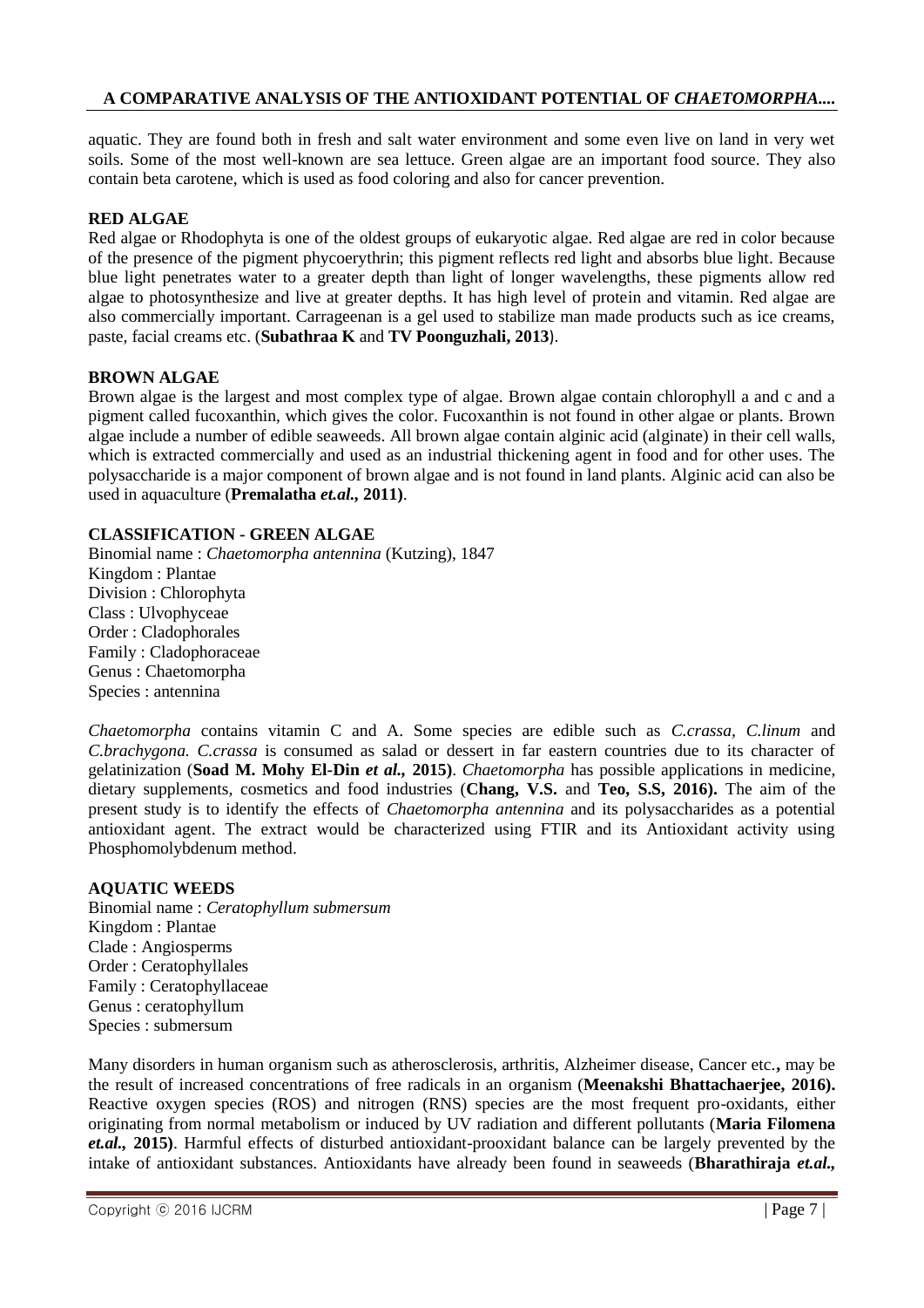aquatic. They are found both in fresh and salt water environment and some even live on land in very wet soils. Some of the most well-known are sea lettuce. Green algae are an important food source. They also contain beta carotene, which is used as food coloring and also for cancer prevention.

### RED ALGAE

Red algae or Rhodophyta is one of the oldest groups of eukaryotic algae. Red algae are red in color because of the presence of the pigment phycoerythrin; this pigment reflects red light and absorbs blue light. Because blue light penetrates water to a greater depth than light of longer wavelengths, these pigments allow red algae to photosynthesize and live at greater depths. It has high level of protein and vitamin. Red algae are also commercially important. Carrageenan is a gel used to stabilize man made products such as ice creams, paste, facial creams etc. (**Subathraa K** and **TV Poonguzhali, 2013**).

### BROWN ALGAE

Brown algae is the largest and most complex type of algae. Brown algae contain chlorophyll a and c and a pigment called fucoxanthin, which gives the color. Fucoxanthin is not found in other algae or plants. Brown algae include a number of edible seaweeds. All brown algae contain alginic acid (alginate) in their cell walls, which is extracted commercially and used as an industrial thickening agent in food and for other uses. The polysaccharide is a major component of brown algae and is not found in land plants. Alginic acid can also be used in aquaculture (**Premalatha *et.al.*, 2011)**.

### CLASSIFICATION - GREEN ALGAE

Binomial name : *Chaetomorpha antennina* (Kutzing), 1847
Kingdom : Plantae
Division : Chlorophyta
Class : Ulvophyceae
Order : Cladophorales
Family : Cladophoraceae
Genus : Chaetomorpha
Species : antennina

*Chaetomorpha* contains vitamin C and A. Some species are edible such as *C.crassa, C.linum* and *C.brachygona. C.crassa* is consumed as salad or dessert in far eastern countries due to its character of gelatinization (**Soad M. Mohy El-Din *et al.*, 2015)**. *Chaetomorpha* has possible applications in medicine, dietary supplements, cosmetics and food industries (**Chang, V.S.** and **Teo, S.S, 2016).** The aim of the present study is to identify the effects of *Chaetomorpha antennina* and its polysaccharides as a potential antioxidant agent. The extract would be characterized using FTIR and its Antioxidant activity using Phosphomolybdenum method.

### AQUATIC WEEDS

Binomial name : *Ceratophyllum submersum*
Kingdom : Plantae
Clade : Angiosperms
Order : Ceratophyllales
Family : Ceratophyllaceae
Genus : ceratophyllum
Species : submersum

Many disorders in human organism such as atherosclerosis, arthritis, Alzheimer disease, Cancer etc.**,** may be the result of increased concentrations of free radicals in an organism (**Meenakshi Bhattachaerjee, 2016).** Reactive oxygen species (ROS) and nitrogen (RNS) species are the most frequent pro-oxidants, either originating from normal metabolism or induced by UV radiation and different pollutants (**Maria Filomena *et.al.*, 2015)**. Harmful effects of disturbed antioxidant-prooxidant balance can be largely prevented by the intake of antioxidant substances. Antioxidants have already been found in seaweeds (**Bharathiraja *et.al.*,**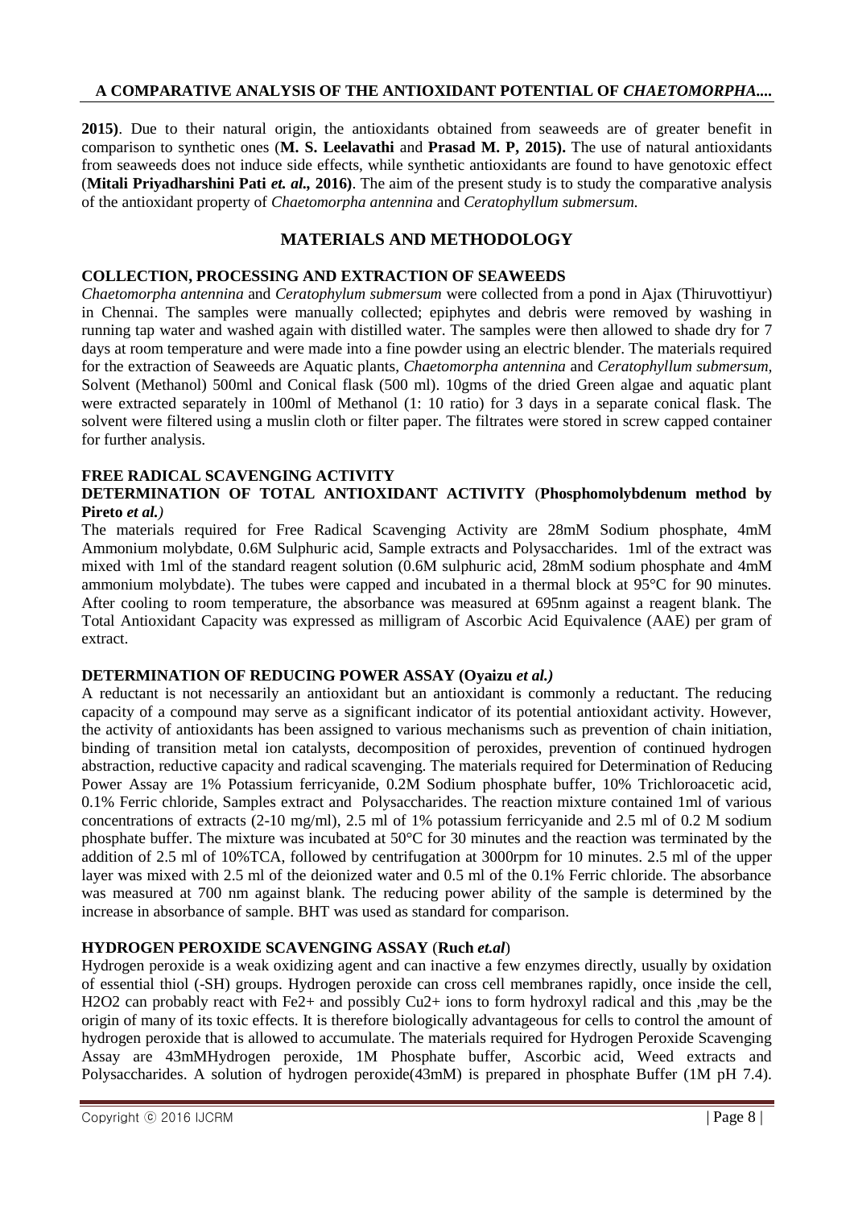**2015)**. Due to their natural origin, the antioxidants obtained from seaweeds are of greater benefit in comparison to synthetic ones (**M. S. Leelavathi** and **Prasad M. P, 2015).** The use of natural antioxidants from seaweeds does not induce side effects, while synthetic antioxidants are found to have genotoxic effect (**Mitali Priyadharshini Pati *et. al.,* 2016)**. The aim of the present study is to study the comparative analysis of the antioxidant property of *Chaetomorpha antennina* and *Ceratophyllum submersum.*

## MATERIALS AND METHODOLOGY

### COLLECTION, PROCESSING AND EXTRACTION OF SEAWEEDS

*Chaetomorpha antennina* and *Ceratophylum submersum* were collected from a pond in Ajax (Thiruvottiyur) in Chennai. The samples were manually collected; epiphytes and debris were removed by washing in running tap water and washed again with distilled water. The samples were then allowed to shade dry for 7 days at room temperature and were made into a fine powder using an electric blender. The materials required for the extraction of Seaweeds are Aquatic plants, *Chaetomorpha antennina* and *Ceratophyllum submersum,* Solvent (Methanol) 500ml and Conical flask (500 ml). 10gms of the dried Green algae and aquatic plant were extracted separately in 100ml of Methanol (1: 10 ratio) for 3 days in a separate conical flask. The solvent were filtered using a muslin cloth or filter paper. The filtrates were stored in screw capped container for further analysis.

### FREE RADICAL SCAVENGING ACTIVITY

### DETERMINATION OF TOTAL ANTIOXIDANT ACTIVITY (Phosphomolybdenum method by Pireto *et al.)*

The materials required for Free Radical Scavenging Activity are 28mM Sodium phosphate, 4mM Ammonium molybdate, 0.6M Sulphuric acid, Sample extracts and Polysaccharides. 1ml of the extract was mixed with 1ml of the standard reagent solution (0.6M sulphuric acid, 28mM sodium phosphate and 4mM ammonium molybdate). The tubes were capped and incubated in a thermal block at 95°C for 90 minutes. After cooling to room temperature, the absorbance was measured at 695nm against a reagent blank. The Total Antioxidant Capacity was expressed as milligram of Ascorbic Acid Equivalence (AAE) per gram of extract.

### DETERMINATION OF REDUCING POWER ASSAY (Oyaizu *et al.)*

A reductant is not necessarily an antioxidant but an antioxidant is commonly a reductant. The reducing capacity of a compound may serve as a significant indicator of its potential antioxidant activity. However, the activity of antioxidants has been assigned to various mechanisms such as prevention of chain initiation, binding of transition metal ion catalysts, decomposition of peroxides, prevention of continued hydrogen abstraction, reductive capacity and radical scavenging. The materials required for Determination of Reducing Power Assay are 1% Potassium ferricyanide, 0.2M Sodium phosphate buffer, 10% Trichloroacetic acid, 0.1% Ferric chloride, Samples extract and Polysaccharides. The reaction mixture contained 1ml of various concentrations of extracts (2-10 mg/ml), 2.5 ml of 1% potassium ferricyanide and 2.5 ml of 0.2 M sodium phosphate buffer. The mixture was incubated at 50°C for 30 minutes and the reaction was terminated by the addition of 2.5 ml of 10%TCA, followed by centrifugation at 3000rpm for 10 minutes. 2.5 ml of the upper layer was mixed with 2.5 ml of the deionized water and 0.5 ml of the 0.1% Ferric chloride. The absorbance was measured at 700 nm against blank. The reducing power ability of the sample is determined by the increase in absorbance of sample. BHT was used as standard for comparison.

### HYDROGEN PEROXIDE SCAVENGING ASSAY (Ruch *et.al*)

Hydrogen peroxide is a weak oxidizing agent and can inactive a few enzymes directly, usually by oxidation of essential thiol (-SH) groups. Hydrogen peroxide can cross cell membranes rapidly, once inside the cell, $H_2O_2$ can probably react with $Fe^{2+}$ and possibly $Cu^{2+}$ ions to form hydroxyl radical and this ,may be the origin of many of its toxic effects. It is therefore biologically advantageous for cells to control the amount of hydrogen peroxide that is allowed to accumulate. The materials required for Hydrogen Peroxide Scavenging Assay are 43mMHydrogen peroxide, 1M Phosphate buffer, Ascorbic acid, Weed extracts and Polysaccharides. A solution of hydrogen peroxide(43mM) is prepared in phosphate Buffer (1M pH 7.4).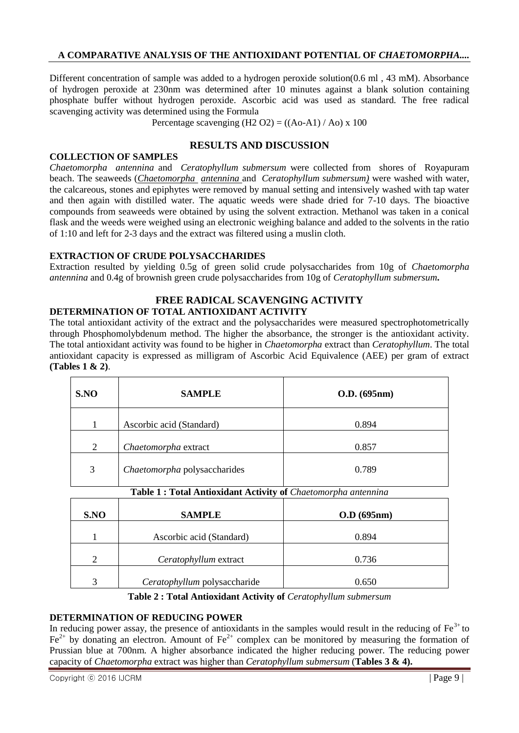Different concentration of sample was added to a hydrogen peroxide solution(0.6 ml , 43 mM). Absorbance of hydrogen peroxide at 230nm was determined after 10 minutes against a blank solution containing phosphate buffer without hydrogen peroxide. Ascorbic acid was used as standard. The free radical scavenging activity was determined using the Formula

$$\text{Percentage scavenging } (H_2O_2) = ((Ao-A1) / Ao) \times 100$$

## RESULTS AND DISCUSSION

### COLLECTION OF SAMPLES

*Chaetomorpha antennina* and *Ceratophyllum submersum* were collected from shores of Royapuram beach. The seaweeds (*Chaetomorpha antennina* and *Ceratophyllum submersum)* were washed with water, the calcareous, stones and epiphytes were removed by manual setting and intensively washed with tap water and then again with distilled water. The aquatic weeds were shade dried for 7-10 days. The bioactive compounds from seaweeds were obtained by using the solvent extraction. Methanol was taken in a conical flask and the weeds were weighed using an electronic weighing balance and added to the solvents in the ratio of 1:10 and left for 2-3 days and the extract was filtered using a muslin cloth.

### EXTRACTION OF CRUDE POLYSACCHARIDES

Extraction resulted by yielding 0.5g of green solid crude polysaccharides from 10g of *Chaetomorpha antennina* and 0.4g of brownish green crude polysaccharides from 10g of *Ceratophyllum submersum***.**

## FREE RADICAL SCAVENGING ACTIVITY

### DETERMINATION OF TOTAL ANTIOXIDANT ACTIVITY

The total antioxidant activity of the extract and the polysaccharides were measured spectrophotometrically through Phosphomolybdenum method. The higher the absorbance, the stronger is the antioxidant activity. The total antioxidant activity was found to be higher in *Chaetomorpha* extract than *Ceratophyllum*. The total antioxidant capacity is expressed as milligram of Ascorbic Acid Equivalence (AEE) per gram of extract **(Tables 1 & 2)**.

| S.NO | SAMPLE | O.D. (695nm) |
|---|---|---|
| 1 | Ascorbic acid (Standard) | 0.894 |
| 2 | *Chaetomorpha* extract | 0.857 |
| 3 | *Chaetomorpha* polysaccharides | 0.789 |

**Table 1 : Total Antioxidant Activity of** ***Chaetomorpha antennina***

| S.NO | SAMPLE | O.D (695nm) |
|---|---|---|
| 1 | Ascorbic acid (Standard) | 0.894 |
| 2 | *Ceratophyllum* extract | 0.736 |
| 3 | *Ceratophyllum* polysaccharide | 0.650 |

**Table 2 : Total Antioxidant Activity of** ***Ceratophyllum submersum***

### DETERMINATION OF REDUCING POWER

In reducing power assay, the presence of antioxidants in the samples would result in the reducing of $Fe^{3+}$ to $Fe^{2+}$ by donating an electron. Amount of $Fe^{2+}$ complex can be monitored by measuring the formation of Prussian blue at 700nm. A higher absorbance indicated the higher reducing power. The reducing power capacity of *Chaetomorpha* extract was higher than *Ceratophyllum submersum* (**Tables 3 & 4).**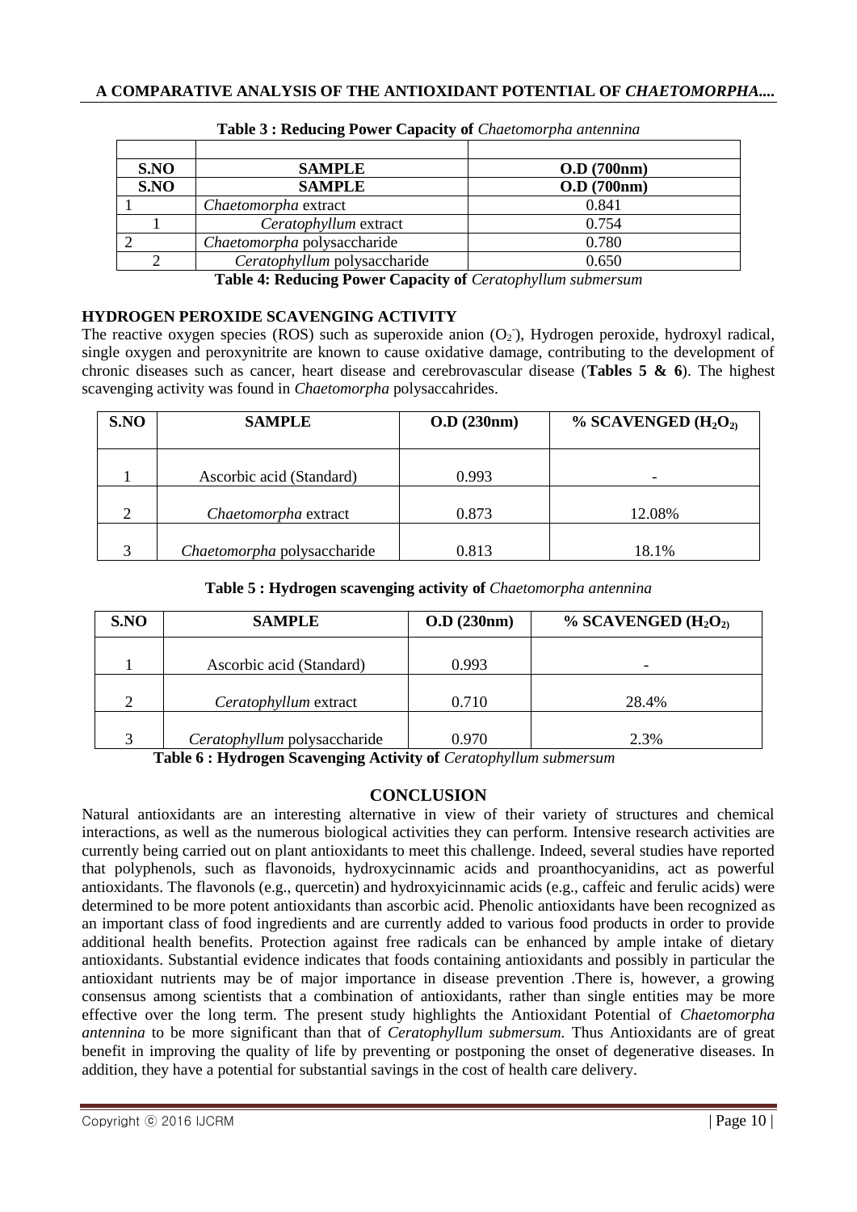**Table 3 : Reducing Power Capacity of** *Chaetomorpha antennina*

| | | |
|---|---|---|
| **S.NO** | **SAMPLE** | **O.D (700nm)** |
| **S.NO** | **SAMPLE** | **O.D (700nm)** |
| 1 | *Chaetomorpha* extract | 0.841 |
| 1 | *Ceratophyllum* extract | 0.754 |
| 2 | *Chaetomorpha* polysaccharide | 0.780 |
| 2 | *Ceratophyllum* polysaccharide | 0.650 |

**Table 4: Reducing Power Capacity of** *Ceratophyllum submersum*

**HYDROGEN PEROXIDE SCAVENGING ACTIVITY**

The reactive oxygen species (ROS) such as superoxide anion ($O_2^-$), Hydrogen peroxide, hydroxyl radical, single oxygen and peroxynitrite are known to cause oxidative damage, contributing to the development of chronic diseases such as cancer, heart disease and cerebrovascular disease (**Tables 5 & 6**). The highest scavenging activity was found in *Chaetomorpha* polysaccahrides.

| S.NO | SAMPLE | O.D (230nm) | % SCAVENGED ($H_2O_2$) |
|---|---|---|---|
| 1 | Ascorbic acid (Standard) | 0.993 | - |
| 2 | *Chaetomorpha* extract | 0.873 | 12.08% |
| 3 | *Chaetomorpha* polysaccharide | 0.813 | 18.1% |

**Table 5 : Hydrogen scavenging activity of** *Chaetomorpha antennina*

| S.NO | SAMPLE | O.D (230nm) | % SCAVENGED ($H_2O_2$) |
|---|---|---|---|
| 1 | Ascorbic acid (Standard) | 0.993 | - |
| 2 | *Ceratophyllum* extract | 0.710 | 28.4% |
| 3 | *Ceratophyllum* polysaccharide | 0.970 | 2.3% |

**Table 6 : Hydrogen Scavenging Activity of** *Ceratophyllum submersum*

## CONCLUSION

Natural antioxidants are an interesting alternative in view of their variety of structures and chemical interactions, as well as the numerous biological activities they can perform. Intensive research activities are currently being carried out on plant antioxidants to meet this challenge. Indeed, several studies have reported that polyphenols, such as flavonoids, hydroxycinnamic acids and proanthocyanidins, act as powerful antioxidants. The flavonols (e.g., quercetin) and hydroxyicinnamic acids (e.g., caffeic and ferulic acids) were determined to be more potent antioxidants than ascorbic acid. Phenolic antioxidants have been recognized as an important class of food ingredients and are currently added to various food products in order to provide additional health benefits. Protection against free radicals can be enhanced by ample intake of dietary antioxidants. Substantial evidence indicates that foods containing antioxidants and possibly in particular the antioxidant nutrients may be of major importance in disease prevention .There is, however, a growing consensus among scientists that a combination of antioxidants, rather than single entities may be more effective over the long term. The present study highlights the Antioxidant Potential of *Chaetomorpha antennina* to be more significant than that of *Ceratophyllum submersum.* Thus Antioxidants are of great benefit in improving the quality of life by preventing or postponing the onset of degenerative diseases. In addition, they have a potential for substantial savings in the cost of health care delivery.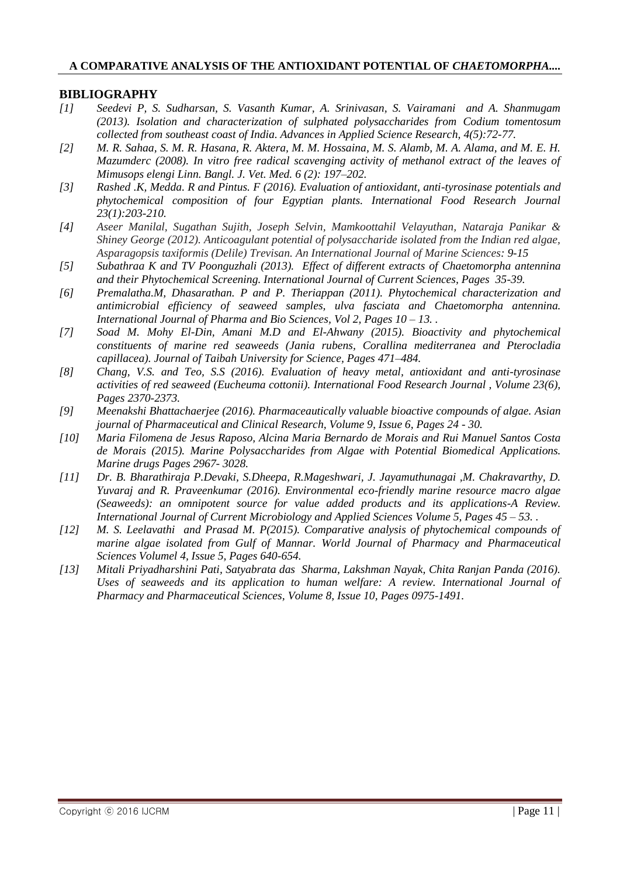## BIBLIOGRAPHY

*[1] Seedevi P, S. Sudharsan, S. Vasanth Kumar, A. Srinivasan, S. Vairamani and A. Shanmugam (2013). Isolation and characterization of sulphated polysaccharides from Codium tomentosum collected from southeast coast of India. Advances in Applied Science Research, 4(5):72-77.*

*[2] M. R. Sahaa, S. M. R. Hasana, R. Aktera, M. M. Hossaina, M. S. Alamb, M. A. Alama, and M. E. H. Mazumderc (2008). In vitro free radical scavenging activity of methanol extract of the leaves of Mimusops elengi Linn. Bangl. J. Vet. Med. 6 (2): 197–202.*

*[3] Rashed .K, Medda. R and Pintus. F (2016). Evaluation of antioxidant, anti-tyrosinase potentials and phytochemical composition of four Egyptian plants. International Food Research Journal 23(1):203-210.*

*[4] Aseer Manilal, Sugathan Sujith, Joseph Selvin, Mamkoottahil Velayuthan, Nataraja Panikar & Shiney George (2012). Anticoagulant potential of polysaccharide isolated from the Indian red algae, Asparagopsis taxiformis (Delile) Trevisan. An International Journal of Marine Sciences: 9-15*

*[5] Subathraa K and TV Poonguzhali (2013). Effect of different extracts of Chaetomorpha antennina and their Phytochemical Screening. International Journal of Current Sciences, Pages 35-39.*

*[6] Premalatha.M, Dhasarathan. P and P. Theriappan (2011). Phytochemical characterization and antimicrobial efficiency of seaweed samples, ulva fasciata and Chaetomorpha antennina. International Journal of Pharma and Bio Sciences, Vol 2, Pages 10 – 13. .*

*[7] Soad M. Mohy El-Din, Amani M.D and El-Ahwany (2015). Bioactivity and phytochemical constituents of marine red seaweeds (Jania rubens, Corallina mediterranea and Pterocladia capillacea). Journal of Taibah University for Science, Pages 471–484.*

*[8] Chang, V.S. and Teo, S.S (2016). Evaluation of heavy metal, antioxidant and anti-tyrosinase activities of red seaweed (Eucheuma cottonii). International Food Research Journal , Volume 23(6), Pages 2370-2373.*

*[9] Meenakshi Bhattachaerjee (2016). Pharmaceautically valuable bioactive compounds of algae. Asian journal of Pharmaceutical and Clinical Research, Volume 9, Issue 6, Pages 24 - 30.*

*[10] Maria Filomena de Jesus Raposo, Alcina Maria Bernardo de Morais and Rui Manuel Santos Costa de Morais (2015). Marine Polysaccharides from Algae with Potential Biomedical Applications. Marine drugs Pages 2967- 3028.*

*[11] Dr. B. Bharathiraja P.Devaki, S.Dheepa, R.Mageshwari, J. Jayamuthunagai ,M. Chakravarthy, D. Yuvaraj and R. Praveenkumar (2016). Environmental eco-friendly marine resource macro algae (Seaweeds): an omnipotent source for value added products and its applications-A Review. International Journal of Current Microbiology and Applied Sciences Volume 5, Pages 45 – 53. .*

*[12] M. S. Leelavathi and Prasad M. P(2015). Comparative analysis of phytochemical compounds of marine algae isolated from Gulf of Mannar. World Journal of Pharmacy and Pharmaceutical Sciences Volumel 4, Issue 5, Pages 640-654.*

*[13] Mitali Priyadharshini Pati, Satyabrata das Sharma, Lakshman Nayak, Chita Ranjan Panda (2016). Uses of seaweeds and its application to human welfare: A review. International Journal of Pharmacy and Pharmaceutical Sciences, Volume 8, Issue 10, Pages 0975-1491.*